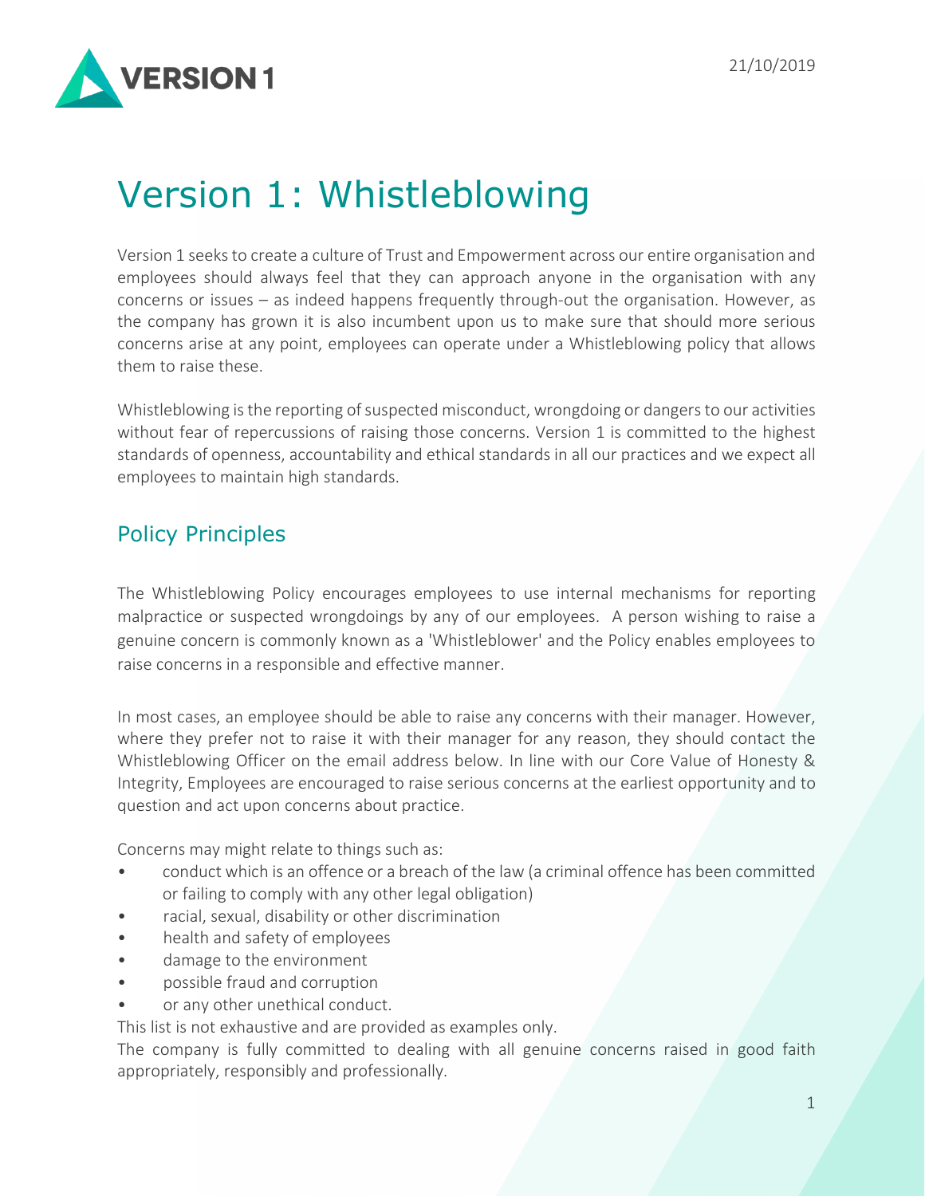21/10/2019

# Version 1: Whistleblowing

Version 1 seeks to create a culture of Trust and Empowerment across our entire organisation and employees should always feel that they can approach anyone in the organisation with any concerns or issues – as indeed happens frequently through-out the organisation. However, as the company has grown it is also incumbent upon us to make sure that should more serious concerns arise at any point, employees can operate under a Whistleblowing policy that allows them to raise these.

Whistleblowing is the reporting of suspected misconduct, wrongdoing or dangers to our activities without fear of repercussions of raising those concerns. Version 1 is committed to the highest standards of openness, accountability and ethical standards in all our practices and we expect all employees to maintain high standards.

## Policy Principles

The Whistleblowing Policy encourages employees to use internal mechanisms for reporting malpractice or suspected wrongdoings by any of our employees. A person wishing to raise a genuine concern is commonly known as a 'Whistleblower' and the Policy enables employees to raise concerns in a responsible and effective manner.

In most cases, an employee should be able to raise any concerns with their manager. However, where they prefer not to raise it with their manager for any reason, they should contact the Whistleblowing Officer on the email address below. In line with our Core Value of Honesty & Integrity, Employees are encouraged to raise serious concerns at the earliest opportunity and to question and act upon concerns about practice.

Concerns may might relate to things such as:

- conduct which is an offence or a breach of the law (a criminal offence has been committed or failing to comply with any other legal obligation)
- racial, sexual, disability or other discrimination
- health and safety of employees
- damage to the environment
- possible fraud and corruption
- or any other unethical conduct.

This list is not exhaustive and are provided as examples only.

The company is fully committed to dealing with all genuine concerns raised in good faith appropriately, responsibly and professionally.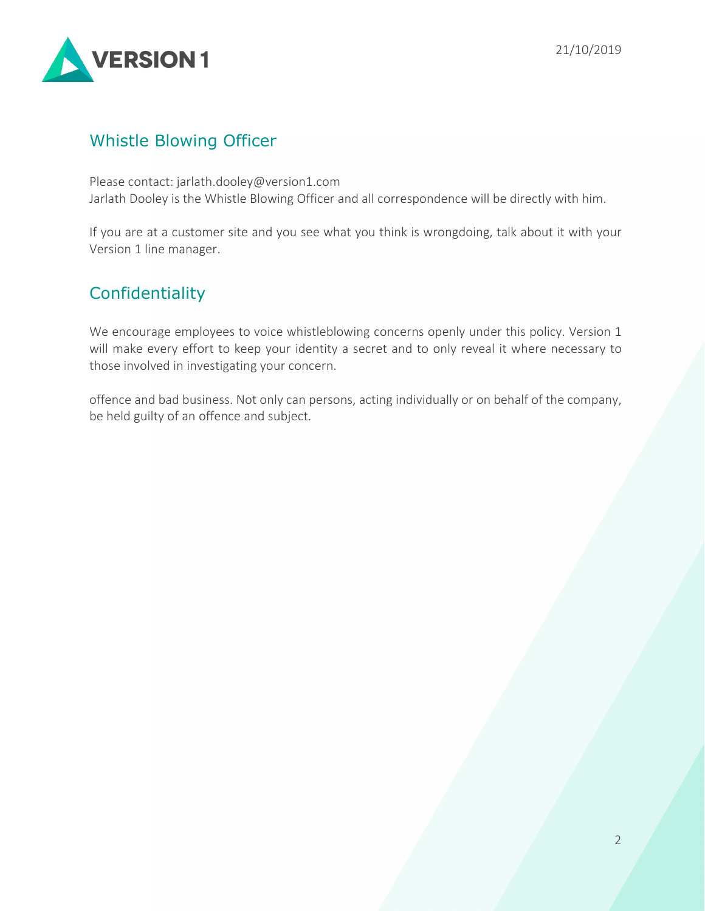## Whistle Blowing Officer

Please contact: jarlath.dooley@version1.com
Jarlath Dooley is the Whistle Blowing Officer and all correspondence will be directly with him.

If you are at a customer site and you see what you think is wrongdoing, talk about it with your Version 1 line manager.

## Confidentiality

We encourage employees to voice whistleblowing concerns openly under this policy. Version 1 will make every effort to keep your identity a secret and to only reveal it where necessary to those involved in investigating your concern.

offence and bad business. Not only can persons, acting individually or on behalf of the company, be held guilty of an offence and subject.